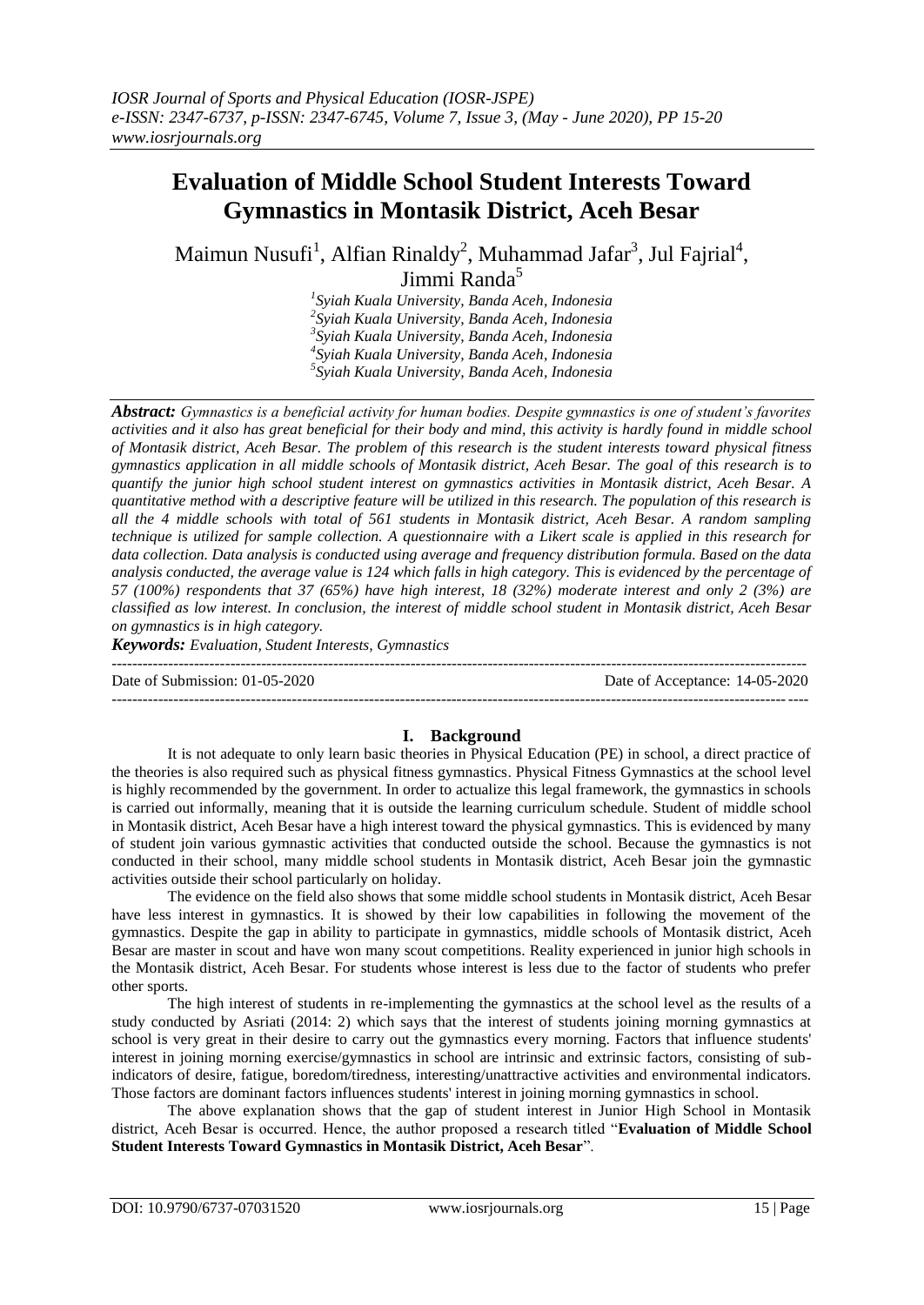# Evaluation of Middle School Student Interests Toward Gymnastics in Montasik District, Aceh Besar

Maimun Nusufi[1], Alfian Rinaldy[2], Muhammad Jafar[3], Jul Fajrial[4], Jimmi Randa[5]

[1]Syiah Kuala University, Banda Aceh, Indonesia
[2]Syiah Kuala University, Banda Aceh, Indonesia
[3]Syiah Kuala University, Banda Aceh, Indonesia
[4]Syiah Kuala University, Banda Aceh, Indonesia
[5]Syiah Kuala University, Banda Aceh, Indonesia

***Abstract:*** *Gymnastics is a beneficial activity for human bodies. Despite gymnastics is one of student's favorites activities and it also has great beneficial for their body and mind, this activity is hardly found in middle school of Montasik district, Aceh Besar. The problem of this research is the student interests toward physical fitness gymnastics application in all middle schools of Montasik district, Aceh Besar. The goal of this research is to quantify the junior high school student interest on gymnastics activities in Montasik district, Aceh Besar. A quantitative method with a descriptive feature will be utilized in this research. The population of this research is all the 4 middle schools with total of 561 students in Montasik district, Aceh Besar. A random sampling technique is utilized for sample collection. A questionnaire with a Likert scale is applied in this research for data collection. Data analysis is conducted using average and frequency distribution formula. Based on the data analysis conducted, the average value is 124 which falls in high category. This is evidenced by the percentage of 57 (100%) respondents that 37 (65%) have high interest, 18 (32%) moderate interest and only 2 (3%) are classified as low interest. In conclusion, the interest of middle school student in Montasik district, Aceh Besar on gymnastics is in high category.*

***Keywords:*** *Evaluation, Student Interests, Gymnastics*

---

Date of Submission: 01-05-2020 Date of Acceptance: 14-05-2020

---

## I. Background

It is not adequate to only learn basic theories in Physical Education (PE) in school, a direct practice of the theories is also required such as physical fitness gymnastics. Physical Fitness Gymnastics at the school level is highly recommended by the government. In order to actualize this legal framework, the gymnastics in schools is carried out informally, meaning that it is outside the learning curriculum schedule. Student of middle school in Montasik district, Aceh Besar have a high interest toward the physical gymnastics. This is evidenced by many of student join various gymnastic activities that conducted outside the school. Because the gymnastics is not conducted in their school, many middle school students in Montasik district, Aceh Besar join the gymnastic activities outside their school particularly on holiday.

The evidence on the field also shows that some middle school students in Montasik district, Aceh Besar have less interest in gymnastics. It is showed by their low capabilities in following the movement of the gymnastics. Despite the gap in ability to participate in gymnastics, middle schools of Montasik district, Aceh Besar are master in scout and have won many scout competitions. Reality experienced in junior high schools in the Montasik district, Aceh Besar. For students whose interest is less due to the factor of students who prefer other sports.

The high interest of students in re-implementing the gymnastics at the school level as the results of a study conducted by Asriati (2014: 2) which says that the interest of students joining morning gymnastics at school is very great in their desire to carry out the gymnastics every morning. Factors that influence students' interest in joining morning exercise/gymnastics in school are intrinsic and extrinsic factors, consisting of sub-indicators of desire, fatigue, boredom/tiredness, interesting/unattractive activities and environmental indicators. Those factors are dominant factors influences students' interest in joining morning gymnastics in school.

The above explanation shows that the gap of student interest in Junior High School in Montasik district, Aceh Besar is occurred. Hence, the author proposed a research titled "**Evaluation of Middle School Student Interests Toward Gymnastics in Montasik District, Aceh Besar**".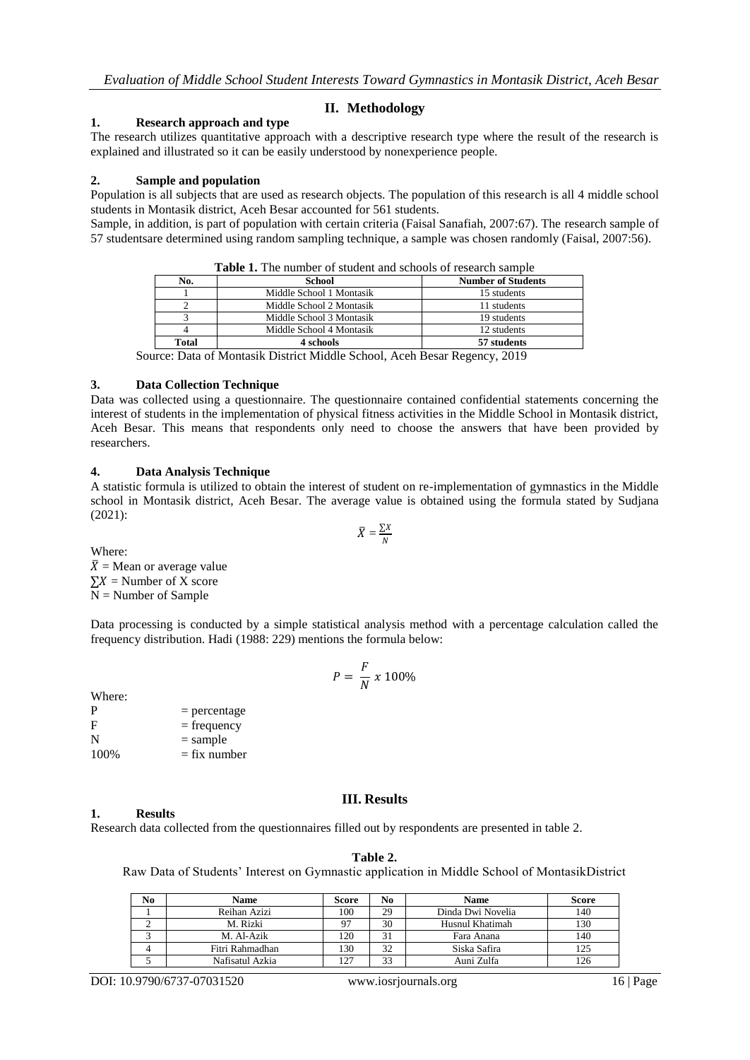## II. Methodology

### 1. Research approach and type

The research utilizes quantitative approach with a descriptive research type where the result of the research is explained and illustrated so it can be easily understood by nonexperience people.

### 2. Sample and population

Population is all subjects that are used as research objects. The population of this research is all 4 middle school students in Montasik district, Aceh Besar accounted for 561 students.

Sample, in addition, is part of population with certain criteria (Faisal Sanafiah, 2007:67). The research sample of 57 studentsare determined using random sampling technique, a sample was chosen randomly (Faisal, 2007:56).

**Table 1.** The number of student and schools of research sample

| No. | School | Number of Students |
|---|---|---|
| 1 | Middle School 1 Montasik | 15 students |
| 2 | Middle School 2 Montasik | 11 students |
| 3 | Middle School 3 Montasik | 19 students |
| 4 | Middle School 4 Montasik | 12 students |
| **Total** | **4 schools** | **57 students** |

Source: Data of Montasik District Middle School, Aceh Besar Regency, 2019

### 3. Data Collection Technique

Data was collected using a questionnaire. The questionnaire contained confidential statements concerning the interest of students in the implementation of physical fitness activities in the Middle School in Montasik district, Aceh Besar. This means that respondents only need to choose the answers that have been provided by researchers.

### 4. Data Analysis Technique

A statistic formula is utilized to obtain the interest of student on re-implementation of gymnastics in the Middle school in Montasik district, Aceh Besar. The average value is obtained using the formula stated by Sudjana (2021):

$$\bar{X} = \frac{\sum X}{N}$$

Where:
$\bar{X}$ = Mean or average value
$\sum X$ = Number of X score
N = Number of Sample

Data processing is conducted by a simple statistical analysis method with a percentage calculation called the frequency distribution. Hadi (1988: 229) mentions the formula below:

$$P = \frac{F}{N} x\ 100\%$$

Where:
P = percentage
F = frequency
N = sample
100% = fix number

## III. Results

### 1. Results

Research data collected from the questionnaires filled out by respondents are presented in table 2.

**Table 2.**
Raw Data of Students' Interest on Gymnastic application in Middle School of MontasikDistrict

| No | Name | Score | No | Name | Score |
|---|---|---|---|---|---|
| 1 | Reihan Azizi | 100 | 29 | Dinda Dwi Novelia | 140 |
| 2 | M. Rizki | 97 | 30 | Husnul Khatimah | 130 |
| 3 | M. Al-Azik | 120 | 31 | Fara Anana | 140 |
| 4 | Fitri Rahmadhan | 130 | 32 | Siska Safira | 125 |
| 5 | Nafisatul Azkia | 127 | 33 | Auni Zulfa | 126 |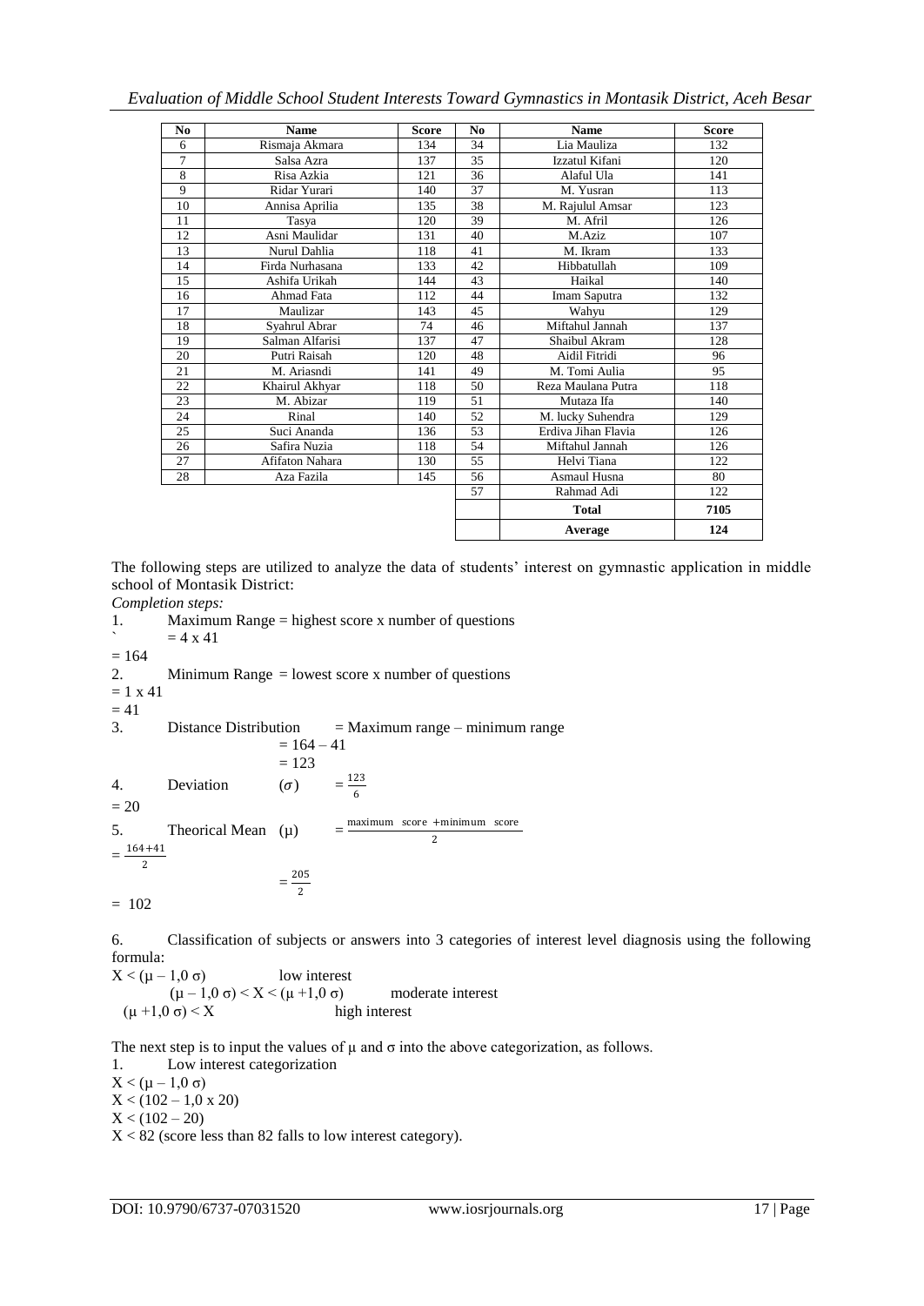| No | Name | Score | No | Name | Score |
|---|---|---|---|---|---|
| 6 | Rismaja Akmara | 134 | 34 | Lia Mauliza | 132 |
| 7 | Salsa Azra | 137 | 35 | Izzatul Kifani | 120 |
| 8 | Risa Azkia | 121 | 36 | Alaful Ula | 141 |
| 9 | Ridar Yurari | 140 | 37 | M. Yusran | 113 |
| 10 | Annisa Aprilia | 135 | 38 | M. Rajulul Amsar | 123 |
| 11 | Tasya | 120 | 39 | M. Afril | 126 |
| 12 | Asni Maulidar | 131 | 40 | M.Aziz | 107 |
| 13 | Nurul Dahlia | 118 | 41 | M. Ikram | 133 |
| 14 | Firda Nurhasana | 133 | 42 | Hibbatullah | 109 |
| 15 | Ashifa Urikah | 144 | 43 | Haikal | 140 |
| 16 | Ahmad Fata | 112 | 44 | Imam Saputra | 132 |
| 17 | Maulizar | 143 | 45 | Wahyu | 129 |
| 18 | Syahrul Abrar | 74 | 46 | Miftahul Jannah | 137 |
| 19 | Salman Alfarisi | 137 | 47 | Shaibul Akram | 128 |
| 20 | Putri Raisah | 120 | 48 | Aidil Fitridi | 96 |
| 21 | M. Ariasndi | 141 | 49 | M. Tomi Aulia | 95 |
| 22 | Khairul Akhyar | 118 | 50 | Reza Maulana Putra | 118 |
| 23 | M. Abizar | 119 | 51 | Mutaza Ifa | 140 |
| 24 | Rinal | 140 | 52 | M. lucky Suhendra | 129 |
| 25 | Suci Ananda | 136 | 53 | Erdiva Jihan Flavia | 126 |
| 26 | Safira Nuzia | 118 | 54 | Miftahul Jannah | 126 |
| 27 | Afifaton Nahara | 130 | 55 | Helvi Tiana | 122 |
| 28 | Aza Fazila | 145 | 56 | Asmaul Husna | 80 |
| | | | 57 | Rahmad Adi | 122 |
| | | | | **Total** | **7105** |
| | | | | **Average** | **124** |

The following steps are utilized to analyze the data of students' interest on gymnastic application in middle school of Montasik District:

*Completion steps:*

1. Maximum Range = highest score x number of questions
   = 4 x 41
   = 164
2. Minimum Range = lowest score x number of questions
   = 1 x 41
   = 41
3. Distance Distribution = Maximum range – minimum range
   = 164 – 41
   = 123
4. Deviation ($\sigma$) $= \frac{123}{6}$
   = 20
5. Theorical Mean ($\mu$) $= \frac{\text{maximum score} + \text{minimum score}}{2}$
   $= \frac{164+41}{2}$
   $= \frac{205}{2}$
   = 102

6. Classification of subjects or answers into 3 categories of interest level diagnosis using the following formula:

$X < (\mu - 1{,}0\ \sigma)$ low interest

$(\mu - 1{,}0\ \sigma) < X < (\mu + 1{,}0\ \sigma)$ moderate interest

$(\mu + 1{,}0\ \sigma) < X$ high interest

The next step is to input the values of $\mu$ and $\sigma$ into the above categorization, as follows.

1. Low interest categorization

$X < (\mu - 1{,}0\ \sigma)$

$X < (102 - 1{,}0 \times 20)$

$X < (102 - 20)$

$X < 82$ (score less than 82 falls to low interest category).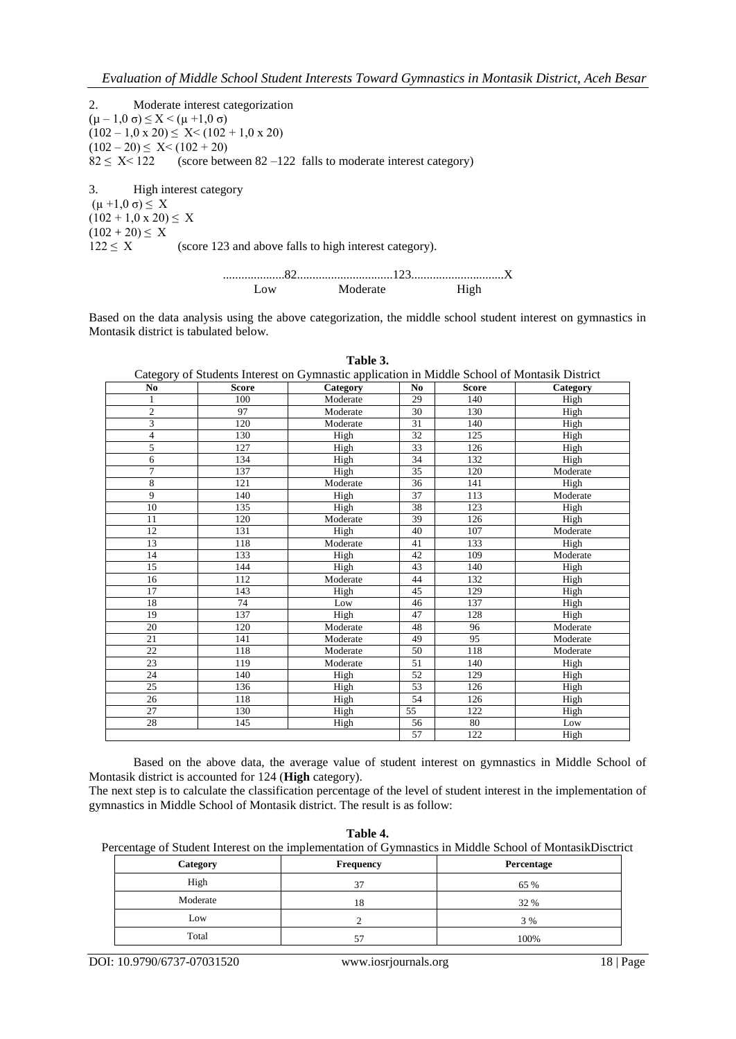2. Moderate interest categorization

$(\mu - 1,0\ \sigma) \leq X < (\mu + 1,0\ \sigma)$

$(102 - 1,0 \times 20) \leq X < (102 + 1,0 \times 20)$

$(102 - 20) \leq X < (102 + 20)$

$82 \leq X < 122$ (score between 82 –122 falls to moderate interest category)

3. High interest category

$(\mu + 1,0\ \sigma) \leq X$

$(102 + 1,0 \times 20) \leq X$

$(102 + 20) \leq X$

$122 \leq X$ (score 123 and above falls to high interest category).

...................82...............................123..............................X

Low Moderate High

Based on the data analysis using the above categorization, the middle school student interest on gymnastics in Montasik district is tabulated below.

**Table 3.**
Category of Students Interest on Gymnastic application in Middle School of Montasik District

| No | Score | Category | No | Score | Category |
|---|---|---|---|---|---|
| 1 | 100 | Moderate | 29 | 140 | High |
| 2 | 97 | Moderate | 30 | 130 | High |
| 3 | 120 | Moderate | 31 | 140 | High |
| 4 | 130 | High | 32 | 125 | High |
| 5 | 127 | High | 33 | 126 | High |
| 6 | 134 | High | 34 | 132 | High |
| 7 | 137 | High | 35 | 120 | Moderate |
| 8 | 121 | Moderate | 36 | 141 | High |
| 9 | 140 | High | 37 | 113 | Moderate |
| 10 | 135 | High | 38 | 123 | High |
| 11 | 120 | Moderate | 39 | 126 | High |
| 12 | 131 | High | 40 | 107 | Moderate |
| 13 | 118 | Moderate | 41 | 133 | High |
| 14 | 133 | High | 42 | 109 | Moderate |
| 15 | 144 | High | 43 | 140 | High |
| 16 | 112 | Moderate | 44 | 132 | High |
| 17 | 143 | High | 45 | 129 | High |
| 18 | 74 | Low | 46 | 137 | High |
| 19 | 137 | High | 47 | 128 | High |
| 20 | 120 | Moderate | 48 | 96 | Moderate |
| 21 | 141 | Moderate | 49 | 95 | Moderate |
| 22 | 118 | Moderate | 50 | 118 | Moderate |
| 23 | 119 | Moderate | 51 | 140 | High |
| 24 | 140 | High | 52 | 129 | High |
| 25 | 136 | High | 53 | 126 | High |
| 26 | 118 | High | 54 | 126 | High |
| 27 | 130 | High | 55 | 122 | High |
| 28 | 145 | High | 56 | 80 | Low |
| | | | 57 | 122 | High |

Based on the above data, the average value of student interest on gymnastics in Middle School of Montasik district is accounted for 124 (**High** category).

The next step is to calculate the classification percentage of the level of student interest in the implementation of gymnastics in Middle School of Montasik district. The result is as follow:

**Table 4.**
Percentage of Student Interest on the implementation of Gymnastics in Middle School of MontasikDisctrict

| Category | Frequency | Percentage |
|---|---|---|
| High | 37 | 65 % |
| Moderate | 18 | 32 % |
| Low | 2 | 3 % |
| Total | 57 | 100% |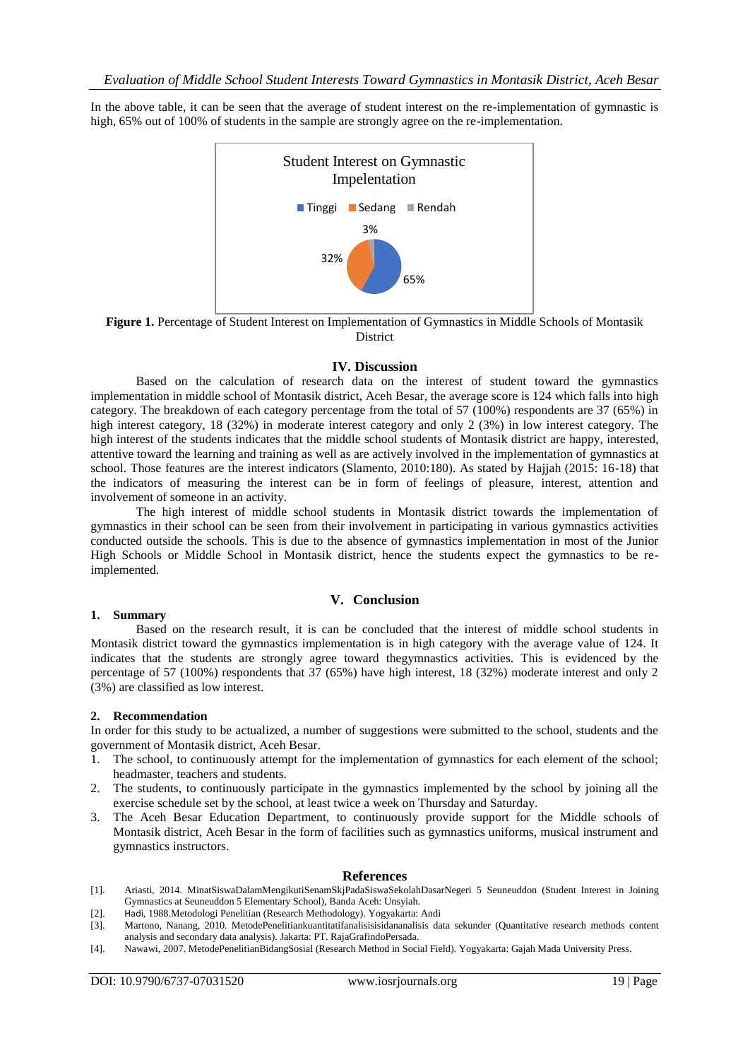In the above table, it can be seen that the average of student interest on the re-implementation of gymnastic is high, 65% out of 100% of students in the sample are strongly agree on the re-implementation.

**Figure 1.** Percentage of Student Interest on Implementation of Gymnastics in Middle Schools of Montasik District

## IV. Discussion

Based on the calculation of research data on the interest of student toward the gymnastics implementation in middle school of Montasik district, Aceh Besar, the average score is 124 which falls into high category. The breakdown of each category percentage from the total of 57 (100%) respondents are 37 (65%) in high interest category, 18 (32%) in moderate interest category and only 2 (3%) in low interest category. The high interest of the students indicates that the middle school students of Montasik district are happy, interested, attentive toward the learning and training as well as are actively involved in the implementation of gymnastics at school. Those features are the interest indicators (Slamento, 2010:180). As stated by Hajjah (2015: 16-18) that the indicators of measuring the interest can be in form of feelings of pleasure, interest, attention and involvement of someone in an activity.

The high interest of middle school students in Montasik district towards the implementation of gymnastics in their school can be seen from their involvement in participating in various gymnastics activities conducted outside the schools. This is due to the absence of gymnastics implementation in most of the Junior High Schools or Middle School in Montasik district, hence the students expect the gymnastics to be re-implemented.

## V. Conclusion

### 1. Summary

Based on the research result, it is can be concluded that the interest of middle school students in Montasik district toward the gymnastics implementation is in high category with the average value of 124. It indicates that the students are strongly agree toward thegymnastics activities. This is evidenced by the percentage of 57 (100%) respondents that 37 (65%) have high interest, 18 (32%) moderate interest and only 2 (3%) are classified as low interest.

### 2. Recommendation

In order for this study to be actualized, a number of suggestions were submitted to the school, students and the government of Montasik district, Aceh Besar.

1. The school, to continuously attempt for the implementation of gymnastics for each element of the school; headmaster, teachers and students.
2. The students, to continuously participate in the gymnastics implemented by the school by joining all the exercise schedule set by the school, at least twice a week on Thursday and Saturday.
3. The Aceh Besar Education Department, to continuously provide support for the Middle schools of Montasik district, Aceh Besar in the form of facilities such as gymnastics uniforms, musical instrument and gymnastics instructors.

## References

[1]. Ariasti, 2014. MinatSiswaDalamMengikutiSenamSkjPadaSiswaSekolahDasarNegeri 5 Seuneuddon (Student Interest in Joining Gymnastics at Seuneuddon 5 Elementary School), Banda Aceh: Unsyiah.

[2]. Hadi, 1988.Metodologi Penelitian (Research Methodology). Yogyakarta: Andi

[3]. Martono, Nanang, 2010. MetodePenelitiankuantitatifanalisisisidananalisis data sekunder (Quantitative research methods content analysis and secondary data analysis). Jakarta: PT. RajaGrafindoPersada.

[4]. Nawawi, 2007. MetodePenelitianBidangSosial (Research Method in Social Field). Yogyakarta: Gajah Mada University Press.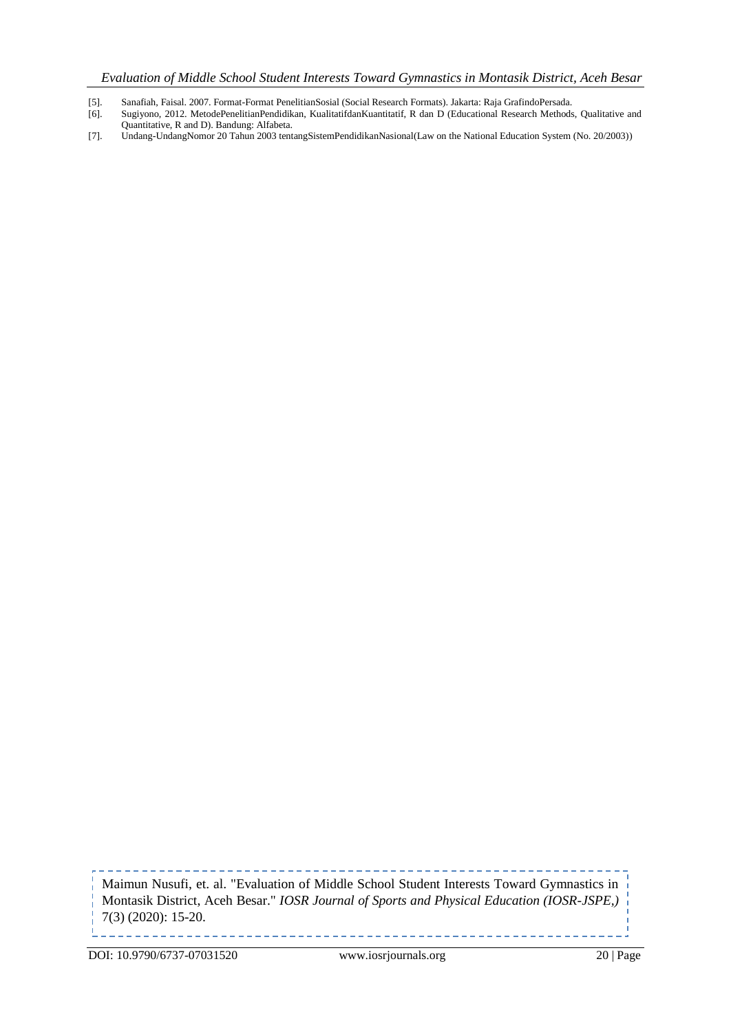[5]. Sanafiah, Faisal. 2007. Format-Format PenelitianSosial (Social Research Formats). Jakarta: Raja GrafindoPersada.

[6]. Sugiyono, 2012. MetodePenelitianPendidikan, KualitatifdanKuantitatif, R dan D (Educational Research Methods, Qualitative and Quantitative, R and D). Bandung: Alfabeta.

[7]. Undang-UndangNomor 20 Tahun 2003 tentangSistemPendidikanNasional(Law on the National Education System (No. 20/2003))

Maimun Nusufi, et. al. "Evaluation of Middle School Student Interests Toward Gymnastics in Montasik District, Aceh Besar." *IOSR Journal of Sports and Physical Education (IOSR-JSPE,)* 7(3) (2020): 15-20.